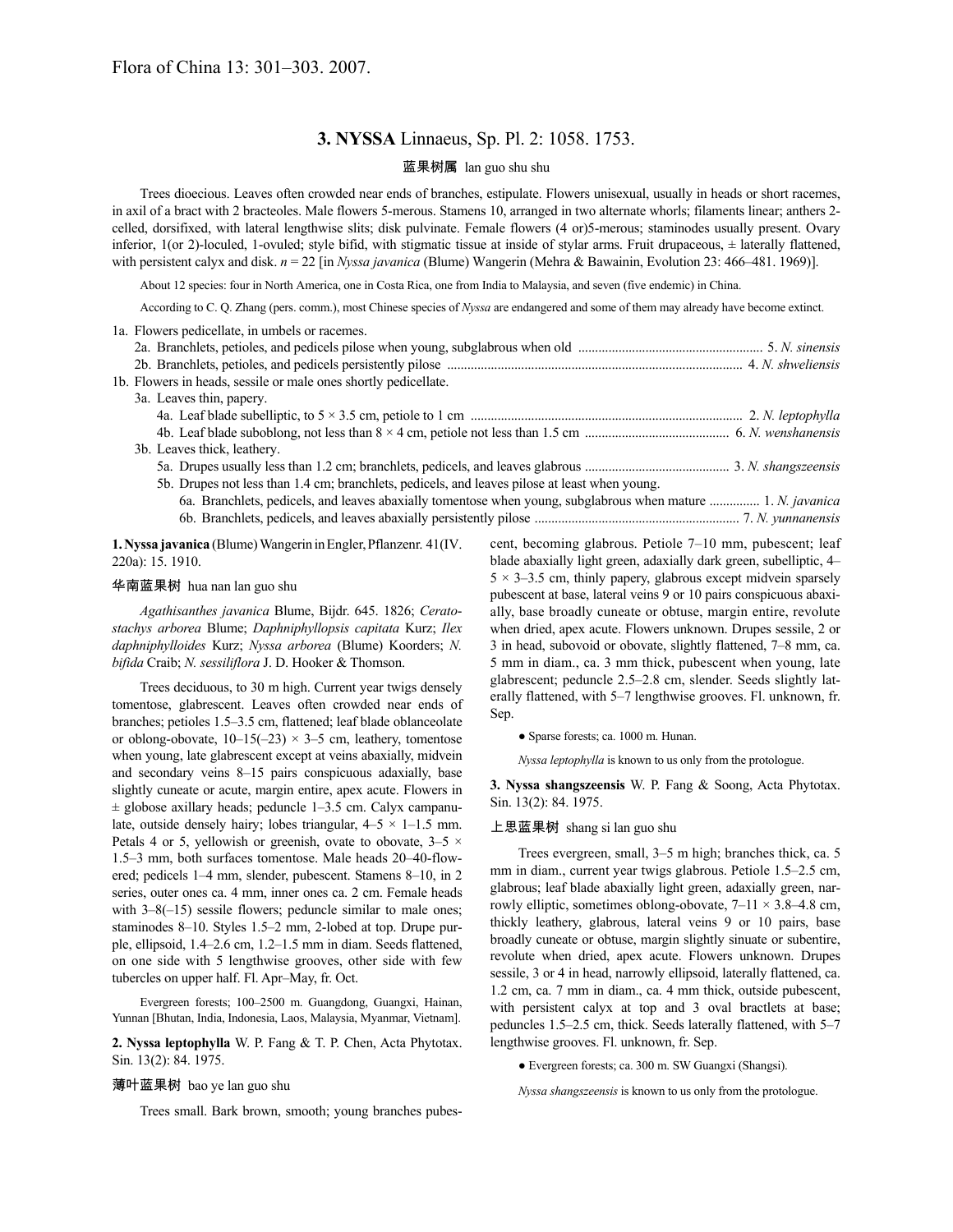Flora of China 13: 301–303. 2007.

# 3. NYSSA Linnaeus, Sp. Pl. 2: 1058. 1753.

蓝果树属 lan guo shu shu

Trees dioecious. Leaves often crowded near ends of branches, estipulate. Flowers unisexual, usually in heads or short racemes, in axil of a bract with 2 bracteoles. Male flowers 5-merous. Stamens 10, arranged in two alternate whorls; filaments linear; anthers 2-celled, dorsifixed, with lateral lengthwise slits; disk pulvinate. Female flowers (4 or)5-merous; staminodes usually present. Ovary inferior, 1(or 2)-loculed, 1-ovuled; style bifid, with stigmatic tissue at inside of stylar arms. Fruit drupaceous, ± laterally flattened, with persistent calyx and disk. *n* = 22 [in *Nyssa javanica* (Blume) Wangerin (Mehra & Bawainin, Evolution 23: 466–481. 1969)].

About 12 species: four in North America, one in Costa Rica, one from India to Malaysia, and seven (five endemic) in China.

According to C. Q. Zhang (pers. comm.), most Chinese species of *Nyssa* are endangered and some of them may already have become extinct.

1a. Flowers pedicellate, in umbels or racemes.
  2a. Branchlets, petioles, and pedicels pilose when young, subglabrous when old .......... 5. *N. sinensis*
  2b. Branchlets, petioles, and pedicels persistently pilose .......... 4. *N. shweliensis*
1b. Flowers in heads, sessile or male ones shortly pedicellate.
  3a. Leaves thin, papery.
    4a. Leaf blade subelliptic, to 5 × 3.5 cm, petiole to 1 cm .......... 2. *N. leptophylla*
    4b. Leaf blade suboblong, not less than 8 × 4 cm, petiole not less than 1.5 cm .......... 6. *N. wenshanensis*
  3b. Leaves thick, leathery.
    5a. Drupes usually less than 1.2 cm; branchlets, pedicels, and leaves glabrous .......... 3. *N. shangszeensis*
    5b. Drupes not less than 1.4 cm; branchlets, pedicels, and leaves pilose at least when young.
      6a. Branchlets, pedicels, and leaves abaxially tomentose when young, subglabrous when mature .......... 1. *N. javanica*
      6b. Branchlets, pedicels, and leaves abaxially persistently pilose .......... 7. *N. yunnanensis*

**1. Nyssa javanica** (Blume) Wangerin in Engler, Pflanzenr. 41(IV. 220a): 15. 1910.

华南蓝果树 hua nan lan guo shu

*Agathisanthes javanica* Blume, Bijdr. 645. 1826; *Ceratostachys arborea* Blume; *Daphniphyllopsis capitata* Kurz; *Ilex daphniphylloides* Kurz; *Nyssa arborea* (Blume) Koorders; *N. bifida* Craib; *N. sessiliflora* J. D. Hooker & Thomson.

Trees deciduous, to 30 m high. Current year twigs densely tomentose, glabrescent. Leaves often crowded near ends of branches; petioles 1.5–3.5 cm, flattened; leaf blade oblanceolate or oblong-obovate, 10–15(–23) × 3–5 cm, leathery, tomentose when young, late glabrescent except at veins abaxially, midvein and secondary veins 8–15 pairs conspicuous adaxially, base slightly cuneate or acute, margin entire, apex acute. Flowers in ± globose axillary heads; peduncle 1–3.5 cm. Calyx campanulate, outside densely hairy; lobes triangular, 4–5 × 1–1.5 mm. Petals 4 or 5, yellowish or greenish, ovate to obovate, 3–5 × 1.5–3 mm, both surfaces tomentose. Male heads 20–40-flowered; pedicels 1–4 mm, slender, pubescent. Stamens 8–10, in 2 series, outer ones ca. 4 mm, inner ones ca. 2 cm. Female heads with 3–8(–15) sessile flowers; peduncle similar to male ones; staminodes 8–10. Styles 1.5–2 mm, 2-lobed at top. Drupe purple, ellipsoid, 1.4–2.6 cm, 1.2–1.5 mm in diam. Seeds flattened, on one side with 5 lengthwise grooves, other side with few tubercles on upper half. Fl. Apr–May, fr. Oct.

Evergreen forests; 100–2500 m. Guangdong, Guangxi, Hainan, Yunnan [Bhutan, India, Indonesia, Laos, Malaysia, Myanmar, Vietnam].

**2. Nyssa leptophylla** W. P. Fang & T. P. Chen, Acta Phytotax. Sin. 13(2): 84. 1975.

薄叶蓝果树 bao ye lan guo shu

Trees small. Bark brown, smooth; young branches pubescent, becoming glabrous. Petiole 7–10 mm, pubescent; leaf blade abaxially light green, adaxially dark green, subelliptic, 4–5 × 3–3.5 cm, thinly papery, glabrous except midvein sparsely pubescent at base, lateral veins 9 or 10 pairs conspicuous abaxially, base broadly cuneate or obtuse, margin entire, revolute when dried, apex acute. Flowers unknown. Drupes sessile, 2 or 3 in head, subovoid or obovate, slightly flattened, 7–8 mm, ca. 5 mm in diam., ca. 3 mm thick, pubescent when young, late glabrescent; peduncle 2.5–2.8 cm, slender. Seeds slightly laterally flattened, with 5–7 lengthwise grooves. Fl. unknown, fr. Sep.

● Sparse forests; ca. 1000 m. Hunan.

*Nyssa leptophylla* is known to us only from the protologue.

**3. Nyssa shangszeensis** W. P. Fang & Soong, Acta Phytotax. Sin. 13(2): 84. 1975.

上思蓝果树 shang si lan guo shu

Trees evergreen, small, 3–5 m high; branches thick, ca. 5 mm in diam., current year twigs glabrous. Petiole 1.5–2.5 cm, glabrous; leaf blade abaxially light green, adaxially green, narrowly elliptic, sometimes oblong-obovate, 7–11 × 3.8–4.8 cm, thickly leathery, glabrous, lateral veins 9 or 10 pairs, base broadly cuneate or obtuse, margin slightly sinuate or subentire, revolute when dried, apex acute. Flowers unknown. Drupes sessile, 3 or 4 in head, narrowly ellipsoid, laterally flattened, ca. 1.2 cm, ca. 7 mm in diam., ca. 4 mm thick, outside pubescent, with persistent calyx at top and 3 oval bractlets at base; peduncles 1.5–2.5 cm, thick. Seeds laterally flattened, with 5–7 lengthwise grooves. Fl. unknown, fr. Sep.

● Evergreen forests; ca. 300 m. SW Guangxi (Shangsi).

*Nyssa shangszeensis* is known to us only from the protologue.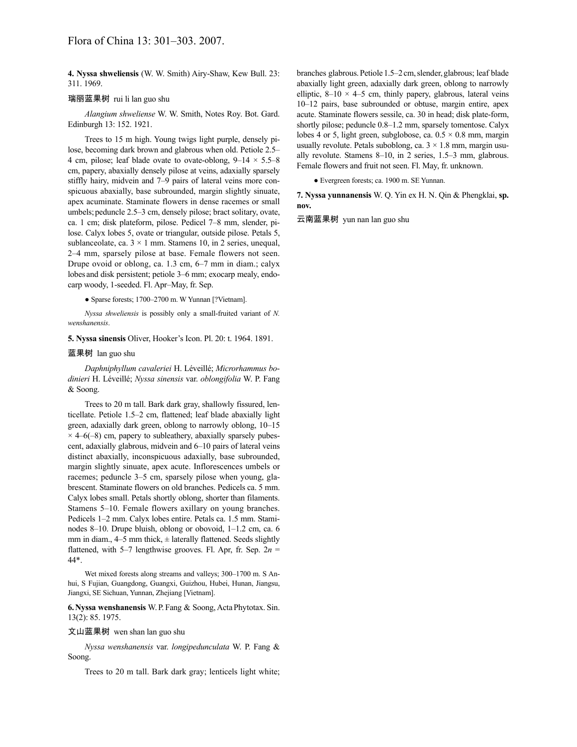**4. Nyssa shweliensis** (W. W. Smith) Airy-Shaw, Kew Bull. 23: 311. 1969.

瑞丽蓝果树 rui li lan guo shu

*Alangium shweliense* W. W. Smith, Notes Roy. Bot. Gard. Edinburgh 13: 152. 1921.

Trees to 15 m high. Young twigs light purple, densely pilose, becoming dark brown and glabrous when old. Petiole 2.5–4 cm, pilose; leaf blade ovate to ovate-oblong, 9–14 × 5.5–8 cm, papery, abaxially densely pilose at veins, adaxially sparsely stiffly hairy, midvein and 7–9 pairs of lateral veins more conspicuous abaxially, base subrounded, margin slightly sinuate, apex acuminate. Staminate flowers in dense racemes or small umbels; peduncle 2.5–3 cm, densely pilose; bract solitary, ovate, ca. 1 cm; disk plateform, pilose. Pedicel 7–8 mm, slender, pilose. Calyx lobes 5, ovate or triangular, outside pilose. Petals 5, sublanceolate, ca. 3 × 1 mm. Stamens 10, in 2 series, unequal, 2–4 mm, sparsely pilose at base. Female flowers not seen. Drupe ovoid or oblong, ca. 1.3 cm, 6–7 mm in diam.; calyx lobes and disk persistent; petiole 3–6 mm; exocarp mealy, endocarp woody, 1-seeded. Fl. Apr–May, fr. Sep.

● Sparse forests; 1700–2700 m. W Yunnan [?Vietnam].

*Nyssa shweliensis* is possibly only a small-fruited variant of *N. wenshanensis*.

**5. Nyssa sinensis** Oliver, Hooker's Icon. Pl. 20: t. 1964. 1891.

蓝果树 lan guo shu

*Daphniphyllum cavaleriei* H. Léveillé; *Microrhammus bodinieri* H. Léveillé; *Nyssa sinensis* var. *oblongifolia* W. P. Fang & Soong.

Trees to 20 m tall. Bark dark gray, shallowly fissured, lenticellate. Petiole 1.5–2 cm, flattened; leaf blade abaxially light green, adaxially dark green, oblong to narrowly oblong, 10–15 × 4–6(–8) cm, papery to subleathery, abaxially sparsely pubescent, adaxially glabrous, midvein and 6–10 pairs of lateral veins distinct abaxially, inconspicuous adaxially, base subrounded, margin slightly sinuate, apex acute. Inflorescences umbels or racemes; peduncle 3–5 cm, sparsely pilose when young, glabrescent. Staminate flowers on old branches. Pedicels ca. 5 mm. Calyx lobes small. Petals shortly oblong, shorter than filaments. Stamens 5–10. Female flowers axillary on young branches. Pedicels 1–2 mm. Calyx lobes entire. Petals ca. 1.5 mm. Staminodes 8–10. Drupe bluish, oblong or obovoid, 1–1.2 cm, ca. 6 mm in diam., 4–5 mm thick, ± laterally flattened. Seeds slightly flattened, with 5–7 lengthwise grooves. Fl. Apr, fr. Sep. $2n$ = 44*.

Wet mixed forests along streams and valleys; 300–1700 m. S Anhui, S Fujian, Guangdong, Guangxi, Guizhou, Hubei, Hunan, Jiangsu, Jiangxi, SE Sichuan, Yunnan, Zhejiang [Vietnam].

**6. Nyssa wenshanensis** W. P. Fang & Soong, Acta Phytotax. Sin. 13(2): 85. 1975.

文山蓝果树 wen shan lan guo shu

*Nyssa wenshanensis* var. *longipedunculata* W. P. Fang & Soong.

Trees to 20 m tall. Bark dark gray; lenticels light white; branches glabrous. Petiole 1.5–2 cm, slender, glabrous; leaf blade abaxially light green, adaxially dark green, oblong to narrowly elliptic, 8–10 × 4–5 cm, thinly papery, glabrous, lateral veins 10–12 pairs, base subrounded or obtuse, margin entire, apex acute. Staminate flowers sessile, ca. 30 in head; disk plate-form, shortly pilose; peduncle 0.8–1.2 mm, sparsely tomentose. Calyx lobes 4 or 5, light green, subglobose, ca. 0.5 × 0.8 mm, margin usually revolute. Petals suboblong, ca. 3 × 1.8 mm, margin usually revolute. Stamens 8–10, in 2 series, 1.5–3 mm, glabrous. Female flowers and fruit not seen. Fl. May, fr. unknown.

● Evergreen forests; ca. 1900 m. SE Yunnan.

**7. Nyssa yunnanensis** W. Q. Yin ex H. N. Qin & Phengklai, **sp. nov.**

云南蓝果树 yun nan lan guo shu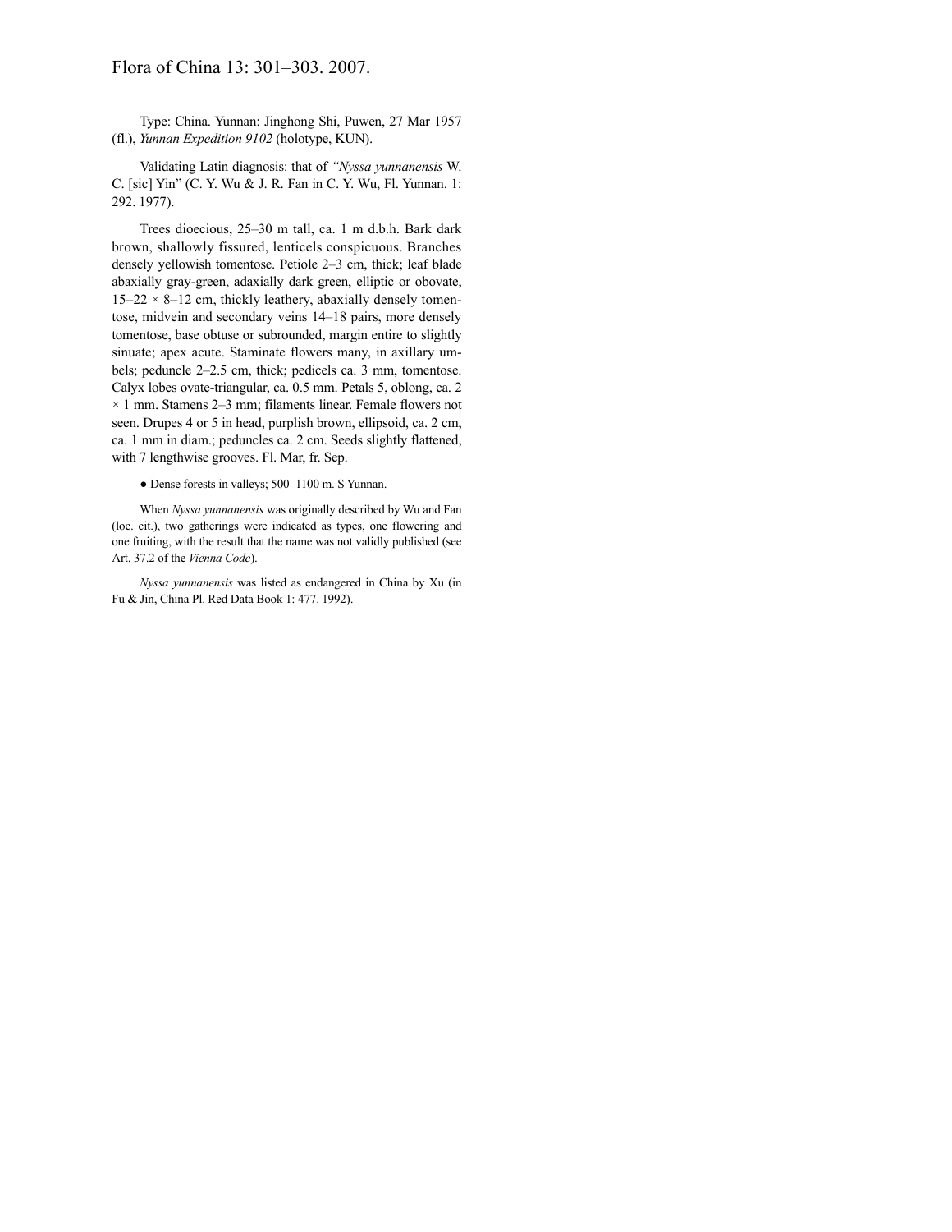Type: China. Yunnan: Jinghong Shi, Puwen, 27 Mar 1957 (fl.), *Yunnan Expedition 9102* (holotype, KUN).

Validating Latin diagnosis: that of *"Nyssa yunnanensis* W. C. [sic] Yin" (C. Y. Wu & J. R. Fan in C. Y. Wu, Fl. Yunnan. 1: 292. 1977).

Trees dioecious, 25–30 m tall, ca. 1 m d.b.h. Bark dark brown, shallowly fissured, lenticels conspicuous. Branches densely yellowish tomentose. Petiole 2–3 cm, thick; leaf blade abaxially gray-green, adaxially dark green, elliptic or obovate, 15–22 × 8–12 cm, thickly leathery, abaxially densely tomentose, midvein and secondary veins 14–18 pairs, more densely tomentose, base obtuse or subrounded, margin entire to slightly sinuate; apex acute. Staminate flowers many, in axillary umbels; peduncle 2–2.5 cm, thick; pedicels ca. 3 mm, tomentose. Calyx lobes ovate-triangular, ca. 0.5 mm. Petals 5, oblong, ca. 2 × 1 mm. Stamens 2–3 mm; filaments linear. Female flowers not seen. Drupes 4 or 5 in head, purplish brown, ellipsoid, ca. 2 cm, ca. 1 mm in diam.; peduncles ca. 2 cm. Seeds slightly flattened, with 7 lengthwise grooves. Fl. Mar, fr. Sep.

● Dense forests in valleys; 500–1100 m. S Yunnan.

When *Nyssa yunnanensis* was originally described by Wu and Fan (loc. cit.), two gatherings were indicated as types, one flowering and one fruiting, with the result that the name was not validly published (see Art. 37.2 of the *Vienna Code*).

*Nyssa yunnanensis* was listed as endangered in China by Xu (in Fu & Jin, China Pl. Red Data Book 1: 477. 1992).